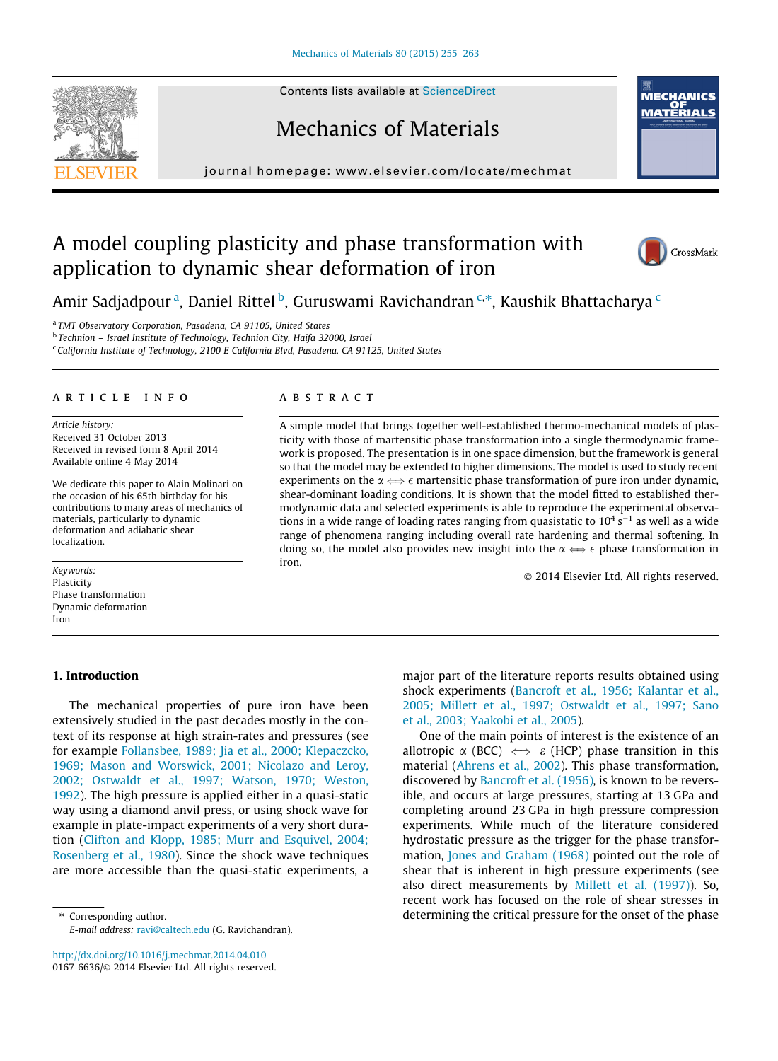# A model coupling plasticity and phase transformation with application to dynamic shear deformation of iron

Amir Sadjadpour [a], Daniel Rittel [b], Guruswami Ravichandran [c,*], Kaushik Bhattacharya [c]

[a] TMT Observatory Corporation, Pasadena, CA 91105, United States
[b] Technion – Israel Institute of Technology, Technion City, Haifa 32000, Israel
[c] California Institute of Technology, 2100 E California Blvd, Pasadena, CA 91125, United States

## ARTICLE INFO

*Article history:*
Received 31 October 2013
Received in revised form 8 April 2014
Available online 4 May 2014

We dedicate this paper to Alain Molinari on the occasion of his 65th birthday for his contributions to many areas of mechanics of materials, particularly to dynamic deformation and adiabatic shear localization.

*Keywords:*
Plasticity
Phase transformation
Dynamic deformation
Iron

## ABSTRACT

A simple model that brings together well-established thermo-mechanical models of plasticity with those of martensitic phase transformation into a single thermodynamic framework is proposed. The presentation is in one space dimension, but the framework is general so that the model may be extended to higher dimensions. The model is used to study recent experiments on the $\alpha \Longleftrightarrow \epsilon$ martensitic phase transformation of pure iron under dynamic, shear-dominant loading conditions. It is shown that the model fitted to established thermodynamic data and selected experiments is able to reproduce the experimental observations in a wide range of loading rates ranging from quasistatic to $10^4\,s^{-1}$ as well as a wide range of phenomena ranging including overall rate hardening and thermal softening. In doing so, the model also provides new insight into the $\alpha \Longleftrightarrow \epsilon$ phase transformation in iron.

© 2014 Elsevier Ltd. All rights reserved.

## 1. Introduction

The mechanical properties of pure iron have been extensively studied in the past decades mostly in the context of its response at high strain-rates and pressures (see for example Follansbee, 1989; Jia et al., 2000; Klepaczko, 1969; Mason and Worswick, 2001; Nicolazo and Leroy, 2002; Ostwaldt et al., 1997; Watson, 1970; Weston, 1992). The high pressure is applied either in a quasi-static way using a diamond anvil press, or using shock wave for example in plate-impact experiments of a very short duration (Clifton and Klopp, 1985; Murr and Esquivel, 2004; Rosenberg et al., 1980). Since the shock wave techniques are more accessible than the quasi-static experiments, a major part of the literature reports results obtained using shock experiments (Bancroft et al., 1956; Kalantar et al., 2005; Millett et al., 1997; Ostwaldt et al., 1997; Sano et al., 2003; Yaakobi et al., 2005).

One of the main points of interest is the existence of an allotropic $\alpha$ (BCC) $\Longleftrightarrow$ $\varepsilon$ (HCP) phase transition in this material (Ahrens et al., 2002). This phase transformation, discovered by Bancroft et al. (1956), is known to be reversible, and occurs at large pressures, starting at 13 GPa and completing around 23 GPa in high pressure compression experiments. While much of the literature considered hydrostatic pressure as the trigger for the phase transformation, Jones and Graham (1968) pointed out the role of shear that is inherent in high pressure experiments (see also direct measurements by Millett et al. (1997)). So, recent work has focused on the role of shear stresses in determining the critical pressure for the onset of the phase

* Corresponding author.
*E-mail address:* ravi@caltech.edu (G. Ravichandran).

http://dx.doi.org/10.1016/j.mechmat.2014.04.010
0167-6636/© 2014 Elsevier Ltd. All rights reserved.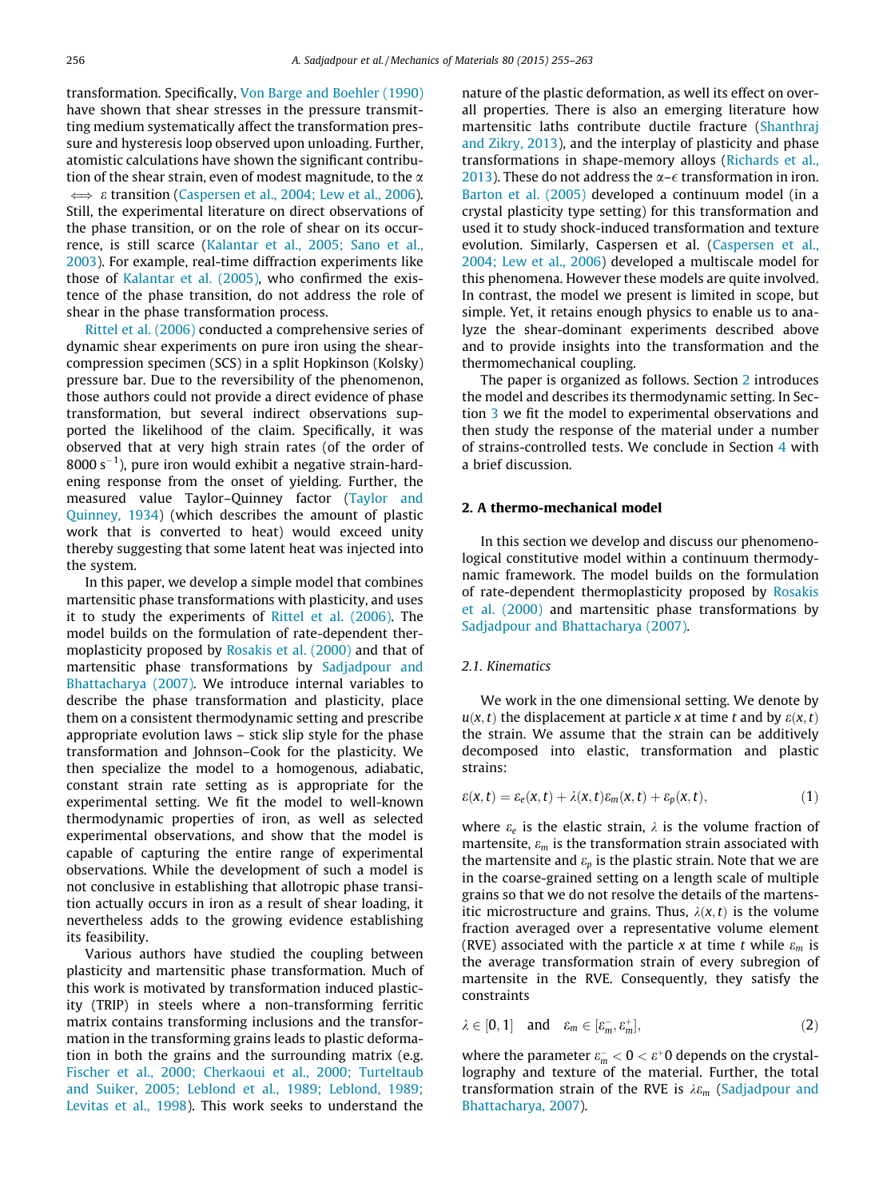transformation. Specifically, Von Barge and Boehler (1990) have shown that shear stresses in the pressure transmitting medium systematically affect the transformation pressure and hysteresis loop observed upon unloading. Further, atomistic calculations have shown the significant contribution of the shear strain, even of modest magnitude, to the $\alpha \iff \varepsilon$ transition (Caspersen et al., 2004; Lew et al., 2006). Still, the experimental literature on direct observations of the phase transition, or on the role of shear on its occurrence, is still scarce (Kalantar et al., 2005; Sano et al., 2003). For example, real-time diffraction experiments like those of Kalantar et al. (2005), who confirmed the existence of the phase transition, do not address the role of shear in the phase transformation process.

Rittel et al. (2006) conducted a comprehensive series of dynamic shear experiments on pure iron using the shear-compression specimen (SCS) in a split Hopkinson (Kolsky) pressure bar. Due to the reversibility of the phenomenon, those authors could not provide a direct evidence of phase transformation, but several indirect observations supported the likelihood of the claim. Specifically, it was observed that at very high strain rates (of the order of $8000\ \mathrm{s}^{-1}$), pure iron would exhibit a negative strain-hardening response from the onset of yielding. Further, the measured value Taylor–Quinney factor (Taylor and Quinney, 1934) (which describes the amount of plastic work that is converted to heat) would exceed unity thereby suggesting that some latent heat was injected into the system.

In this paper, we develop a simple model that combines martensitic phase transformations with plasticity, and uses it to study the experiments of Rittel et al. (2006). The model builds on the formulation of rate-dependent thermoplasticity proposed by Rosakis et al. (2000) and that of martensitic phase transformations by Sadjadpour and Bhattacharya (2007). We introduce internal variables to describe the phase transformation and plasticity, place them on a consistent thermodynamic setting and prescribe appropriate evolution laws – stick slip style for the phase transformation and Johnson–Cook for the plasticity. We then specialize the model to a homogenous, adiabatic, constant strain rate setting as is appropriate for the experimental setting. We fit the model to well-known thermodynamic properties of iron, as well as selected experimental observations, and show that the model is capable of capturing the entire range of experimental observations. While the development of such a model is not conclusive in establishing that allotropic phase transition actually occurs in iron as a result of shear loading, it nevertheless adds to the growing evidence establishing its feasibility.

Various authors have studied the coupling between plasticity and martensitic phase transformation. Much of this work is motivated by transformation induced plasticity (TRIP) in steels where a non-transforming ferritic matrix contains transforming inclusions and the transformation in the transforming grains leads to plastic deformation in both the grains and the surrounding matrix (e.g. Fischer et al., 2000; Cherkaoui et al., 2000; Turteltaub and Suiker, 2005; Leblond et al., 1989; Leblond, 1989; Levitas et al., 1998). This work seeks to understand the nature of the plastic deformation, as well its effect on overall properties. There is also an emerging literature how martensitic laths contribute ductile fracture (Shanthraj and Zikry, 2013), and the interplay of plasticity and phase transformations in shape-memory alloys (Richards et al., 2013). These do not address the $\alpha$–$\epsilon$ transformation in iron. Barton et al. (2005) developed a continuum model (in a crystal plasticity type setting) for this transformation and used it to study shock-induced transformation and texture evolution. Similarly, Caspersen et al. (Caspersen et al., 2004; Lew et al., 2006) developed a multiscale model for this phenomena. However these models are quite involved. In contrast, the model we present is limited in scope, but simple. Yet, it retains enough physics to enable us to analyze the shear-dominant experiments described above and to provide insights into the transformation and the thermomechanical coupling.

The paper is organized as follows. Section 2 introduces the model and describes its thermodynamic setting. In Section 3 we fit the model to experimental observations and then study the response of the material under a number of strains-controlled tests. We conclude in Section 4 with a brief discussion.

## 2. A thermo-mechanical model

In this section we develop and discuss our phenomenological constitutive model within a continuum thermodynamic framework. The model builds on the formulation of rate-dependent thermoplasticity proposed by Rosakis et al. (2000) and martensitic phase transformations by Sadjadpour and Bhattacharya (2007).

### 2.1. Kinematics

We work in the one dimensional setting. We denote by $u(x,t)$ the displacement at particle $x$ at time $t$ and by $\varepsilon(x,t)$ the strain. We assume that the strain can be additively decomposed into elastic, transformation and plastic strains:

$$\varepsilon(x,t) = \varepsilon_e(x,t) + \lambda(x,t)\varepsilon_m(x,t) + \varepsilon_p(x,t), \tag{1}$$

where $\varepsilon_e$ is the elastic strain, $\lambda$ is the volume fraction of martensite, $\varepsilon_m$ is the transformation strain associated with the martensite and $\varepsilon_p$ is the plastic strain. Note that we are in the coarse-grained setting on a length scale of multiple grains so that we do not resolve the details of the martensitic microstructure and grains. Thus, $\lambda(x,t)$ is the volume fraction averaged over a representative volume element (RVE) associated with the particle $x$ at time $t$ while $\varepsilon_m$ is the average transformation strain of every subregion of martensite in the RVE. Consequently, they satisfy the constraints

$$\lambda \in [0,1] \quad \text{and} \quad \varepsilon_m \in [\varepsilon_m^-, \varepsilon_m^+], \tag{2}$$

where the parameter $\varepsilon_m^- < 0 < \varepsilon^+ 0$ depends on the crystallography and texture of the material. Further, the total transformation strain of the RVE is $\lambda\varepsilon_m$ (Sadjadpour and Bhattacharya, 2007).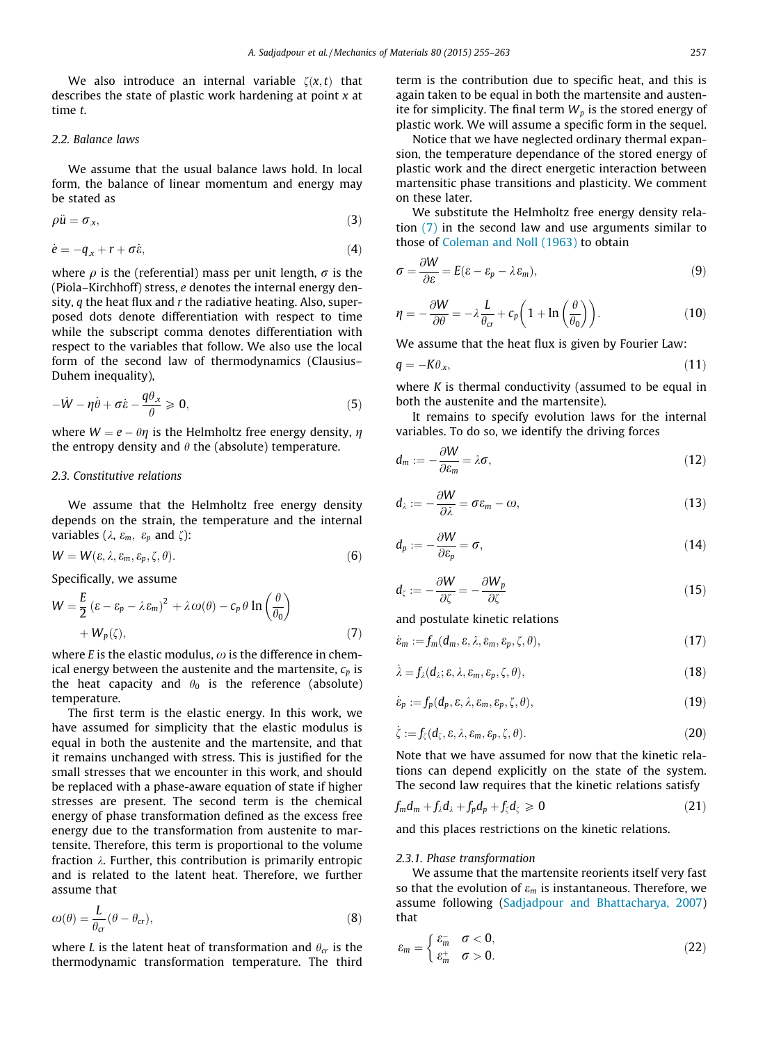We also introduce an internal variable $\zeta(x,t)$ that describes the state of plastic work hardening at point $x$ at time $t$.

### 2.2. Balance laws

We assume that the usual balance laws hold. In local form, the balance of linear momentum and energy may be stated as

$$\rho\ddot{u} = \sigma_{,x}, \tag{3}$$

$$\dot{e} = -q_{,x} + r + \sigma\dot{\varepsilon}, \tag{4}$$

where $\rho$ is the (referential) mass per unit length, $\sigma$ is the (Piola–Kirchhoff) stress, $e$ denotes the internal energy density, $q$ the heat flux and $r$ the radiative heating. Also, superposed dots denote differentiation with respect to time while the subscript comma denotes differentiation with respect to the variables that follow. We also use the local form of the second law of thermodynamics (Clausius–Duhem inequality),

$$-\dot{W} - \eta\dot{\theta} + \sigma\dot{\varepsilon} - \frac{q\theta_{,x}}{\theta} \geqslant 0, \tag{5}$$

where $W = e - \theta\eta$ is the Helmholtz free energy density, $\eta$ the entropy density and $\theta$ the (absolute) temperature.

### 2.3. Constitutive relations

We assume that the Helmholtz free energy density depends on the strain, the temperature and the internal variables ($\lambda$, $\varepsilon_m$, $\varepsilon_p$ and $\zeta$):

$$W = W(\varepsilon, \lambda, \varepsilon_m, \varepsilon_p, \zeta, \theta). \tag{6}$$

Specifically, we assume

$$W = \frac{E}{2}\left(\varepsilon - \varepsilon_p - \lambda\varepsilon_m\right)^2 + \lambda\omega(\theta) - c_p\,\theta\ln\left(\frac{\theta}{\theta_0}\right) + W_p(\zeta), \tag{7}$$

where $E$ is the elastic modulus, $\omega$ is the difference in chemical energy between the austenite and the martensite, $c_p$ is the heat capacity and $\theta_0$ is the reference (absolute) temperature.

The first term is the elastic energy. In this work, we have assumed for simplicity that the elastic modulus is equal in both the austenite and the martensite, and that it remains unchanged with stress. This is justified for the small stresses that we encounter in this work, and should be replaced with a phase-aware equation of state if higher stresses are present. The second term is the chemical energy of phase transformation defined as the excess free energy due to the transformation from austenite to martensite. Therefore, this term is proportional to the volume fraction $\lambda$. Further, this contribution is primarily entropic and is related to the latent heat. Therefore, we further assume that

$$\omega(\theta) = \frac{L}{\theta_{cr}}(\theta - \theta_{cr}), \tag{8}$$

where $L$ is the latent heat of transformation and $\theta_{cr}$ is the thermodynamic transformation temperature. The third term is the contribution due to specific heat, and this is again taken to be equal in both the martensite and austenite for simplicity. The final term $W_p$ is the stored energy of plastic work. We will assume a specific form in the sequel.

Notice that we have neglected ordinary thermal expansion, the temperature dependance of the stored energy of plastic work and the direct energetic interaction between martensitic phase transitions and plasticity. We comment on these later.

We substitute the Helmholtz free energy density relation (7) in the second law and use arguments similar to those of Coleman and Noll (1963) to obtain

$$\sigma = \frac{\partial W}{\partial\varepsilon} = E(\varepsilon - \varepsilon_p - \lambda\varepsilon_m), \tag{9}$$

$$\eta = -\frac{\partial W}{\partial\theta} = -\lambda\frac{L}{\theta_{cr}} + c_p\left(1 + \ln\left(\frac{\theta}{\theta_0}\right)\right). \tag{10}$$

We assume that the heat flux is given by Fourier Law:

$$q = -K\theta_{,x}, \tag{11}$$

where $K$ is thermal conductivity (assumed to be equal in both the austenite and the martensite).

It remains to specify evolution laws for the internal variables. To do so, we identify the driving forces

$$d_m := -\frac{\partial W}{\partial\varepsilon_m} = \lambda\sigma, \tag{12}$$

$$d_\lambda := -\frac{\partial W}{\partial\lambda} = \sigma\varepsilon_m - \omega, \tag{13}$$

$$d_p := -\frac{\partial W}{\partial\varepsilon_p} = \sigma, \tag{14}$$

$$d_\zeta := -\frac{\partial W}{\partial\zeta} = -\frac{\partial W_p}{\partial\zeta} \tag{15}$$

and postulate kinetic relations

$$\dot{\varepsilon}_m := f_m(d_m, \varepsilon, \lambda, \varepsilon_m, \varepsilon_p, \zeta, \theta), \tag{17}$$

$$\dot{\lambda} = f_\lambda(d_\lambda; \varepsilon, \lambda, \varepsilon_m, \varepsilon_p, \zeta, \theta), \tag{18}$$

$$\dot{\varepsilon}_p := f_p(d_p, \varepsilon, \lambda, \varepsilon_m, \varepsilon_p, \zeta, \theta), \tag{19}$$

$$\dot{\zeta} := f_\zeta(d_\zeta, \varepsilon, \lambda, \varepsilon_m, \varepsilon_p, \zeta, \theta). \tag{20}$$

Note that we have assumed for now that the kinetic relations can depend explicitly on the state of the system. The second law requires that the kinetic relations satisfy

$$f_m d_m + f_\lambda d_\lambda + f_p d_p + f_\zeta d_\zeta \geqslant 0 \tag{21}$$

and this places restrictions on the kinetic relations.

#### 2.3.1. Phase transformation

We assume that the martensite reorients itself very fast so that the evolution of $\varepsilon_m$ is instantaneous. Therefore, we assume following (Sadjadpour and Bhattacharya, 2007) that

$$\varepsilon_m = \begin{cases} \varepsilon_m^- & \sigma < 0, \\ \varepsilon_m^+ & \sigma > 0. \end{cases} \tag{22}$$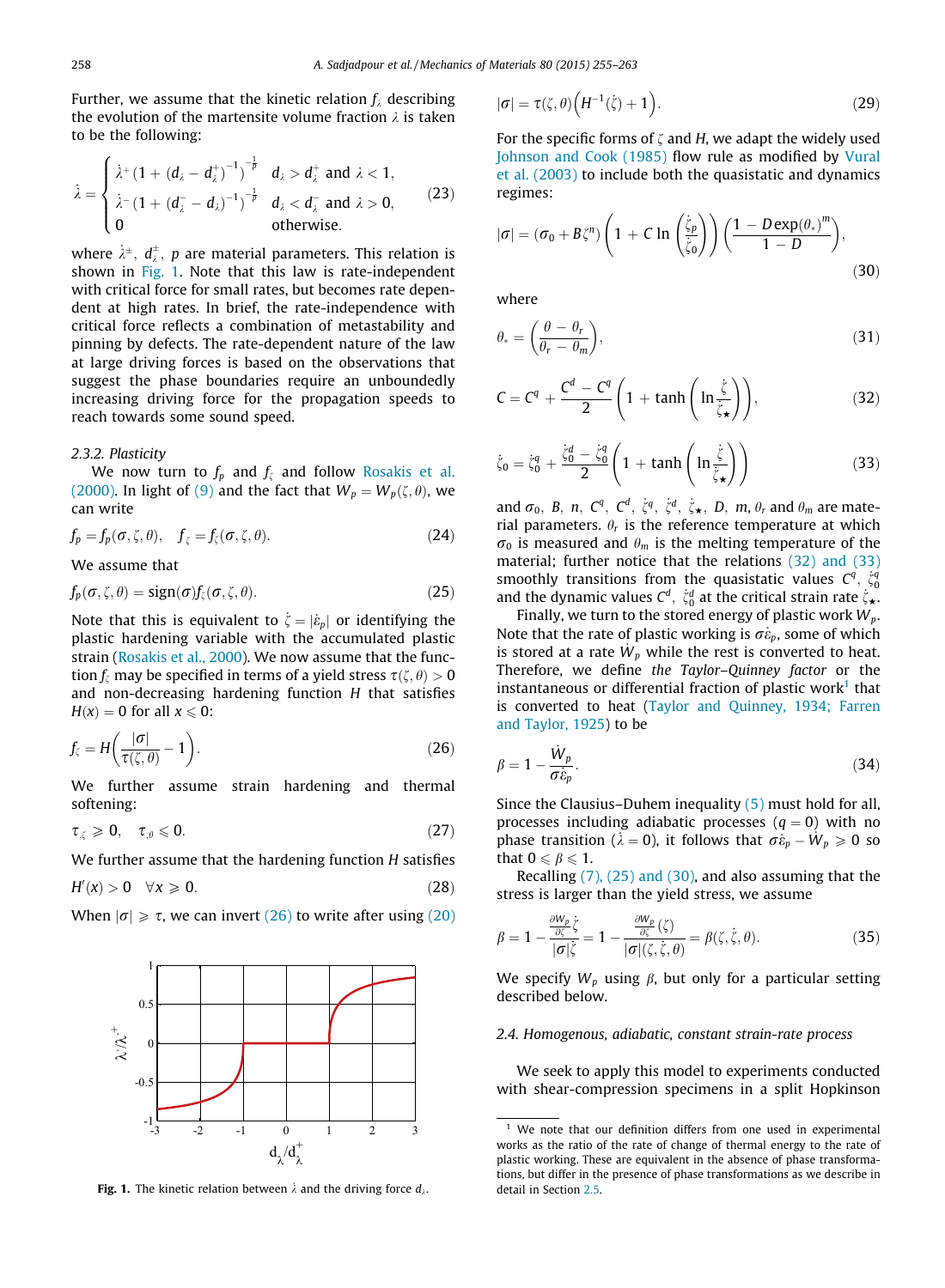Further, we assume that the kinetic relation $f_\lambda$ describing the evolution of the martensite volume fraction $\lambda$ is taken to be the following:

$$\dot{\lambda} = \begin{cases} \dot{\lambda}^{+}\left(1 + (d_\lambda - d_\lambda^{+})^{-1}\right)^{-\frac{1}{p}} & d_\lambda > d_\lambda^{+} \text{ and } \lambda < 1, \\ \dot{\lambda}^{-}\left(1 + (d_\lambda^{-} - d_\lambda)^{-1}\right)^{-\frac{1}{p}} & d_\lambda < d_\lambda^{-} \text{ and } \lambda > 0, \\ 0 & \text{otherwise}. \end{cases} \tag{23}$$

where $\dot{\lambda}^{\pm}$, $d_\lambda^{\pm}$, $p$ are material parameters. This relation is shown in Fig. 1. Note that this law is rate-independent with critical force for small rates, but becomes rate dependent at high rates. In brief, the rate-independence with critical force reflects a combination of metastability and pinning by defects. The rate-dependent nature of the law at large driving forces is based on the observations that suggest the phase boundaries require an unboundedly increasing driving force for the propagation speeds to reach towards some sound speed.

*2.3.2. Plasticity*

We now turn to $f_p$ and $f_\zeta$ and follow Rosakis et al. (2000). In light of (9) and the fact that $W_p = W_p(\zeta, \theta)$, we can write

$$f_p = f_p(\sigma, \zeta, \theta), \quad f_\zeta = f_\zeta(\sigma, \zeta, \theta). \tag{24}$$

We assume that

$$f_p(\sigma, \zeta, \theta) = \text{sign}(\sigma) f_\zeta(\sigma, \zeta, \theta). \tag{25}$$

Note that this is equivalent to $\dot{\zeta} = |\dot{\varepsilon}_p|$ or identifying the plastic hardening variable with the accumulated plastic strain (Rosakis et al., 2000). We now assume that the function $f_\zeta$ may be specified in terms of a yield stress $\tau(\zeta, \theta) > 0$ and non-decreasing hardening function $H$ that satisfies $H(x) = 0$ for all $x \leqslant 0$:

$$f_\zeta = H\left(\frac{|\sigma|}{\tau(\zeta, \theta)} - 1\right). \tag{26}$$

We further assume strain hardening and thermal softening:

$$\tau_{,\zeta} \geqslant 0, \quad \tau_{,\theta} \leqslant 0. \tag{27}$$

We further assume that the hardening function $H$ satisfies

$$H'(x) > 0 \quad \forall x \geqslant 0. \tag{28}$$

When $|\sigma| \geqslant \tau$, we can invert (26) to write after using (20)

1
0.5
0
-0.5
-1
-3 -2 -1 0 1 2 3
$\dot{\lambda}/\dot{\lambda}^{+}$
$d_\lambda/d_\lambda^{+}$

**Fig. 1.** The kinetic relation between $\dot{\lambda}$ and the driving force $d_\lambda$.

$$|\sigma| = \tau(\zeta, \theta)\left(H^{-1}(\dot{\zeta}) + 1\right). \tag{29}$$

For the specific forms of $\zeta$ and $H$, we adapt the widely used Johnson and Cook (1985) flow rule as modified by Vural et al. (2003) to include both the quasistatic and dynamics regimes:

$$|\sigma| = (\sigma_0 + B\zeta^n)\left(1 + C\ln\left(\frac{\dot{\zeta}_p}{\dot{\zeta}_0}\right)\right)\left(\frac{1 - D\exp(\theta_*)^m}{1 - D}\right), \tag{30}$$

where

$$\theta_* = \left(\frac{\theta - \theta_r}{\theta_r - \theta_m}\right), \tag{31}$$

$$C = C^q + \frac{C^d - C^q}{2}\left(1 + \tanh\left(\ln\frac{\dot{\zeta}}{\dot{\zeta}_\star}\right)\right), \tag{32}$$

$$\dot{\zeta}_0 = \dot{\zeta}_0^q + \frac{\dot{\zeta}_0^d - \dot{\zeta}_0^q}{2}\left(1 + \tanh\left(\ln\frac{\dot{\zeta}}{\dot{\zeta}_\star}\right)\right) \tag{33}$$

and $\sigma_0$, $B$, $n$, $C^q$, $C^d$, $\dot{\zeta}^q$, $\dot{\zeta}^d$, $\dot{\zeta}_\star$, $D$, $m$, $\theta_r$ and $\theta_m$ are material parameters. $\theta_r$ is the reference temperature at which $\sigma_0$ is measured and $\theta_m$ is the melting temperature of the material; further notice that the relations (32) and (33) smoothly transitions from the quasistatic values $C^q$, $\dot{\zeta}_0^q$ and the dynamic values $C^d$, $\dot{\zeta}_0^d$ at the critical strain rate $\dot{\zeta}_\star$.

Finally, we turn to the stored energy of plastic work $W_p$. Note that the rate of plastic working is $\sigma\dot{\varepsilon}_p$, some of which is stored at a rate $\dot{W}_p$ while the rest is converted to heat. Therefore, we define *the Taylor–Quinney factor* or the instantaneous or differential fraction of plastic work[1] that is converted to heat (Taylor and Quinney, 1934; Farren and Taylor, 1925) to be

$$\beta = 1 - \frac{\dot{W}_p}{\sigma\dot{\varepsilon}_p}. \tag{34}$$

Since the Clausius–Duhem inequality (5) must hold for all, processes including adiabatic processes ($q = 0$) with no phase transition ($\dot{\lambda} = 0$), it follows that $\sigma\dot{\varepsilon}_p - \dot{W}_p \geqslant 0$ so that $0 \leqslant \beta \leqslant 1$.

Recalling (7), (25) and (30), and also assuming that the stress is larger than the yield stress, we assume

$$\beta = 1 - \frac{\frac{\partial W_p}{\partial \zeta}\dot{\zeta}}{|\sigma|\dot{\zeta}} = 1 - \frac{\frac{\partial W_p}{\partial \zeta}(\zeta)}{|\sigma|(\zeta, \dot{\zeta}, \theta)} = \beta(\zeta, \dot{\zeta}, \theta). \tag{35}$$

We specify $W_p$ using $\beta$, but only for a particular setting described below.

## 2.4. Homogenous, adiabatic, constant strain-rate process

We seek to apply this model to experiments conducted with shear-compression specimens in a split Hopkinson

[1] We note that our definition differs from one used in experimental works as the ratio of the rate of change of thermal energy to the rate of plastic working. These are equivalent in the absence of phase transformations, but differ in the presence of phase transformations as we describe in detail in Section 2.5.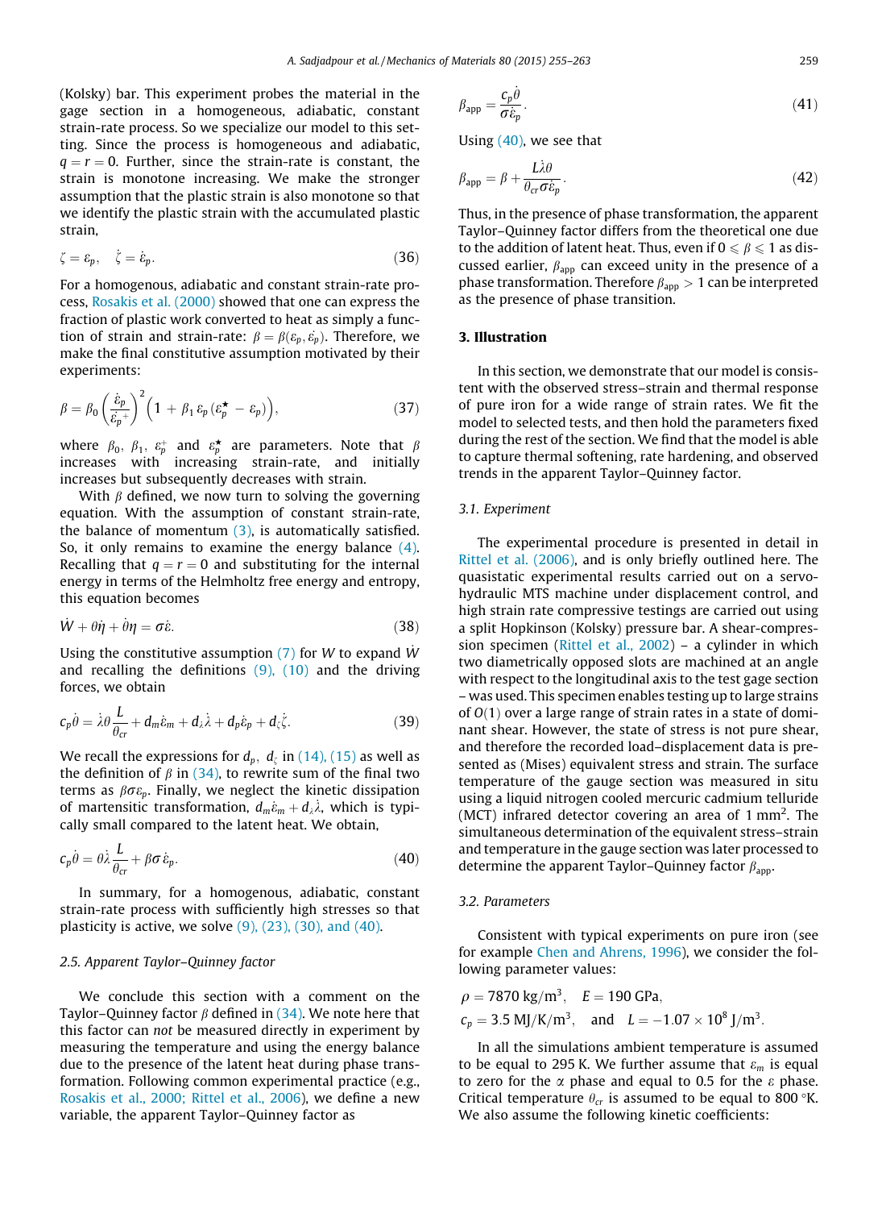(Kolsky) bar. This experiment probes the material in the gage section in a homogeneous, adiabatic, constant strain-rate process. So we specialize our model to this setting. Since the process is homogeneous and adiabatic, $q = r = 0$. Further, since the strain-rate is constant, the strain is monotone increasing. We make the stronger assumption that the plastic strain is also monotone so that we identify the plastic strain with the accumulated plastic strain,

$$\zeta = \varepsilon_p, \quad \dot{\zeta} = \dot{\varepsilon}_p. \tag{36}$$

For a homogenous, adiabatic and constant strain-rate process, Rosakis et al. (2000) showed that one can express the fraction of plastic work converted to heat as simply a function of strain and strain-rate: $\beta = \beta(\varepsilon_p, \dot{\varepsilon_p})$. Therefore, we make the final constitutive assumption motivated by their experiments:

$$\beta = \beta_0 \left( \frac{\dot{\varepsilon}_p}{\dot{\varepsilon}_p^+} \right)^2 \Big( 1 + \beta_1 \varepsilon_p (\varepsilon_p^\star - \varepsilon_p) \Big), \tag{37}$$

where $\beta_0$, $\beta_1$, $\varepsilon_p^+$ and $\varepsilon_p^\star$ are parameters. Note that $\beta$ increases with increasing strain-rate, and initially increases but subsequently decreases with strain.

With $\beta$ defined, we now turn to solving the governing equation. With the assumption of constant strain-rate, the balance of momentum (3), is automatically satisfied. So, it only remains to examine the energy balance (4). Recalling that $q = r = 0$ and substituting for the internal energy in terms of the Helmholtz free energy and entropy, this equation becomes

$$\dot{W} + \theta \dot{\eta} + \dot{\theta} \eta = \sigma \dot{\varepsilon}. \tag{38}$$

Using the constitutive assumption (7) for $W$ to expand $\dot{W}$ and recalling the definitions (9), (10) and the driving forces, we obtain

$$c_p \dot{\theta} = \dot{\lambda} \theta \frac{L}{\theta_{cr}} + d_m \dot{\varepsilon}_m + d_\lambda \dot{\lambda} + d_p \dot{\varepsilon}_p + d_\zeta \dot{\zeta}. \tag{39}$$

We recall the expressions for $d_p$, $d_\zeta$ in (14), (15) as well as the definition of $\beta$ in (34), to rewrite sum of the final two terms as $\beta \sigma \varepsilon_p$. Finally, we neglect the kinetic dissipation of martensitic transformation, $d_m \dot{\varepsilon}_m + d_\lambda \dot{\lambda}$, which is typically small compared to the latent heat. We obtain,

$$c_p \dot{\theta} = \theta \dot{\lambda} \frac{L}{\theta_{cr}} + \beta \sigma \dot{\varepsilon}_p. \tag{40}$$

In summary, for a homogenous, adiabatic, constant strain-rate process with sufficiently high stresses so that plasticity is active, we solve (9), (23), (30), and (40).

### 2.5. Apparent Taylor–Quinney factor

We conclude this section with a comment on the Taylor–Quinney factor $\beta$ defined in (34). We note here that this factor can *not* be measured directly in experiment by measuring the temperature and using the energy balance due to the presence of the latent heat during phase transformation. Following common experimental practice (e.g., Rosakis et al., 2000; Rittel et al., 2006), we define a new variable, the apparent Taylor–Quinney factor as

$$\beta_{\text{app}} = \frac{c_p \dot{\theta}}{\sigma \dot{\varepsilon}_p}. \tag{41}$$

Using (40), we see that

$$\beta_{\text{app}} = \beta + \frac{L \dot{\lambda} \theta}{\theta_{cr} \sigma \dot{\varepsilon}_p}. \tag{42}$$

Thus, in the presence of phase transformation, the apparent Taylor–Quinney factor differs from the theoretical one due to the addition of latent heat. Thus, even if $0 \leqslant \beta \leqslant 1$ as discussed earlier, $\beta_{\text{app}}$ can exceed unity in the presence of a phase transformation. Therefore $\beta_{\text{app}} > 1$ can be interpreted as the presence of phase transition.

## 3. Illustration

In this section, we demonstrate that our model is consistent with the observed stress–strain and thermal response of pure iron for a wide range of strain rates. We fit the model to selected tests, and then hold the parameters fixed during the rest of the section. We find that the model is able to capture thermal softening, rate hardening, and observed trends in the apparent Taylor–Quinney factor.

### 3.1. Experiment

The experimental procedure is presented in detail in Rittel et al. (2006), and is only briefly outlined here. The quasistatic experimental results carried out on a servo-hydraulic MTS machine under displacement control, and high strain rate compressive testings are carried out using a split Hopkinson (Kolsky) pressure bar. A shear-compression specimen (Rittel et al., 2002) – a cylinder in which two diametrically opposed slots are machined at an angle with respect to the longitudinal axis to the test gage section – was used. This specimen enables testing up to large strains of $O(1)$ over a large range of strain rates in a state of dominant shear. However, the state of stress is not pure shear, and therefore the recorded load–displacement data is presented as (Mises) equivalent stress and strain. The surface temperature of the gauge section was measured in situ using a liquid nitrogen cooled mercuric cadmium telluride (MCT) infrared detector covering an area of 1 mm$^2$. The simultaneous determination of the equivalent stress–strain and temperature in the gauge section was later processed to determine the apparent Taylor–Quinney factor $\beta_{\text{app}}$.

### 3.2. Parameters

Consistent with typical experiments on pure iron (see for example Chen and Ahrens, 1996), we consider the following parameter values:

$$\rho = 7870\ \text{kg/m}^3, \quad E = 190\ \text{GPa},$$
$$c_p = 3.5\ \text{MJ/K/m}^3, \quad \text{and} \quad L = -1.07 \times 10^8\ \text{J/m}^3.$$

In all the simulations ambient temperature is assumed to be equal to 295 K. We further assume that $\varepsilon_m$ is equal to zero for the $\alpha$ phase and equal to 0.5 for the $\varepsilon$ phase. Critical temperature $\theta_{cr}$ is assumed to be equal to 800 °K. We also assume the following kinetic coefficients: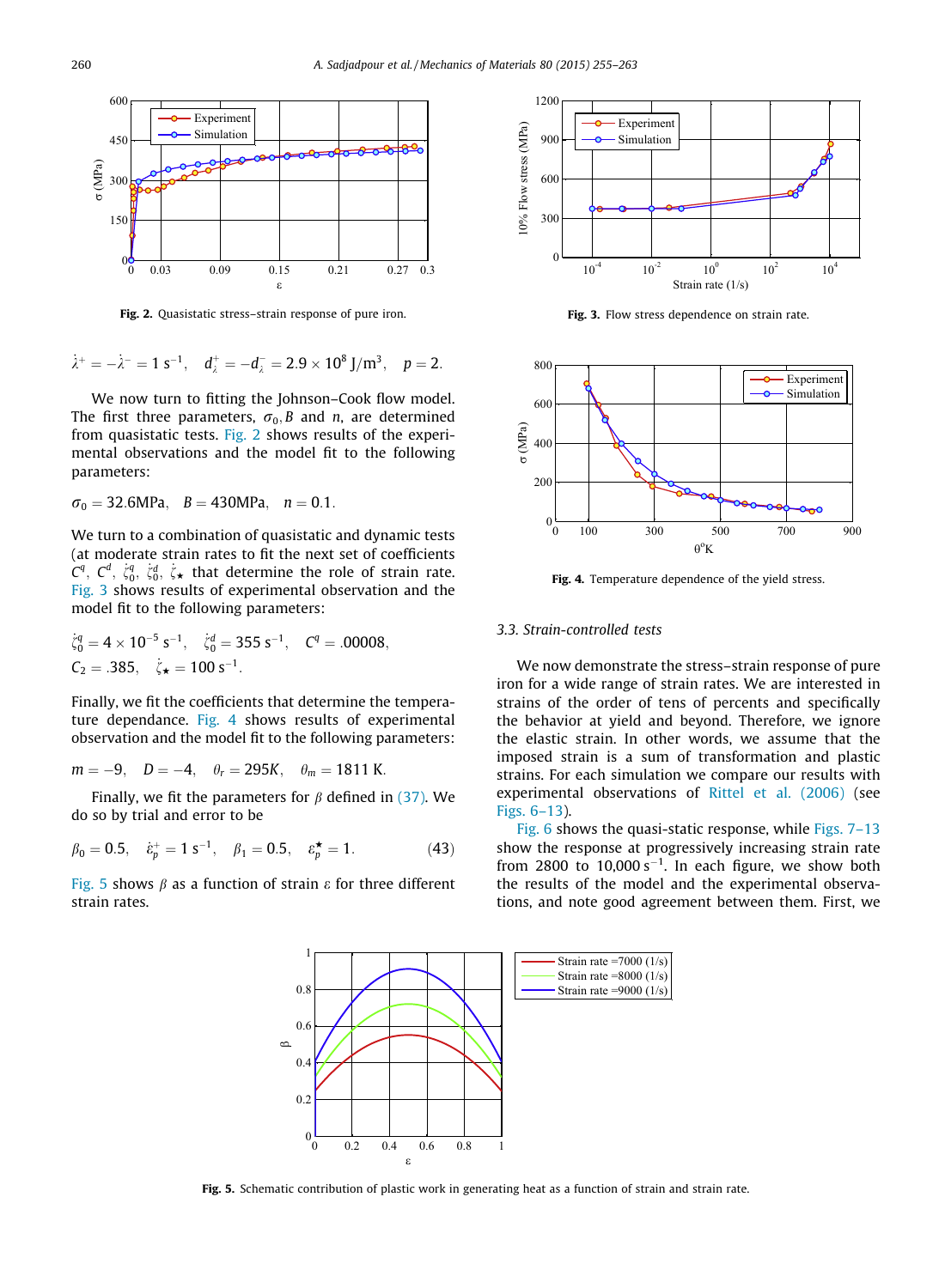600
450
300
150
0
σ (MPa)
0 0.03 0.09 0.15 0.21 0.27 0.3
ε
Experiment
Simulation

Fig. 2. Quasistatic stress–strain response of pure iron.

1200
900
600
300
0
10% Flow stress (MPa)
$10^{-4}$ $10^{-2}$ $10^{0}$ $10^{2}$ $10^{4}$
Strain rate (1/s)
Experiment
Simulation

Fig. 3. Flow stress dependence on strain rate.

800
600
400
200
0
σ (MPa)
0 100 300 500 700 900
θ°K
Experiment
Simulation

Fig. 4. Temperature dependence of the yield stress.

$$\dot{\lambda}^{+} = -\dot{\lambda}^{-} = 1\ \text{s}^{-1}, \quad d_{\lambda}^{+} = -d_{\lambda}^{-} = 2.9 \times 10^{8}\ \text{J/m}^3, \quad p = 2.$$

We now turn to fitting the Johnson–Cook flow model. The first three parameters, $\sigma_0, B$ and $n$, are determined from quasistatic tests. Fig. 2 shows results of the experimental observations and the model fit to the following parameters:

$$\sigma_0 = 32.6\text{MPa}, \quad B = 430\text{MPa}, \quad n = 0.1.$$

We turn to a combination of quasistatic and dynamic tests (at moderate strain rates to fit the next set of coefficients $C^q$, $C^d$, $\dot{\zeta}_0^q$, $\dot{\zeta}_0^d$, $\dot{\zeta}_\star$ that determine the role of strain rate. Fig. 3 shows results of experimental observation and the model fit to the following parameters:

$$\dot{\zeta}_0^q = 4 \times 10^{-5}\ \text{s}^{-1}, \quad \dot{\zeta}_0^d = 355\ \text{s}^{-1}, \quad C^q = .00008,$$
$$C_2 = .385, \quad \dot{\zeta}_\star = 100\ \text{s}^{-1}.$$

Finally, we fit the coefficients that determine the temperature dependance. Fig. 4 shows results of experimental observation and the model fit to the following parameters:

$$m = -9, \quad D = -4, \quad \theta_r = 295K, \quad \theta_m = 1811\ \text{K}.$$

Finally, we fit the parameters for $\beta$ defined in (37). We do so by trial and error to be

$$\beta_0 = 0.5, \quad \dot{\varepsilon}_p^{+} = 1\ \text{s}^{-1}, \quad \beta_1 = 0.5, \quad \varepsilon_p^{\star} = 1. \tag{43}$$

Fig. 5 shows $\beta$ as a function of strain $\varepsilon$ for three different strain rates.

### 3.3. Strain-controlled tests

We now demonstrate the stress–strain response of pure iron for a wide range of strain rates. We are interested in strains of the order of tens of percents and specifically the behavior at yield and beyond. Therefore, we ignore the elastic strain. In other words, we assume that the imposed strain is a sum of transformation and plastic strains. For each simulation we compare our results with experimental observations of Rittel et al. (2006) (see Figs. 6–13).

Fig. 6 shows the quasi-static response, while Figs. 7–13 show the response at progressively increasing strain rate from 2800 to 10,000 $\text{s}^{-1}$. In each figure, we show both the results of the model and the experimental observations, and note good agreement between them. First, we

1
0.8
0.6
0.4
0.2
0
β
0 0.2 0.4 0.6 0.8 1
ε
Strain rate =7000 (1/s)
Strain rate =8000 (1/s)
Strain rate =9000 (1/s)

Fig. 5. Schematic contribution of plastic work in generating heat as a function of strain and strain rate.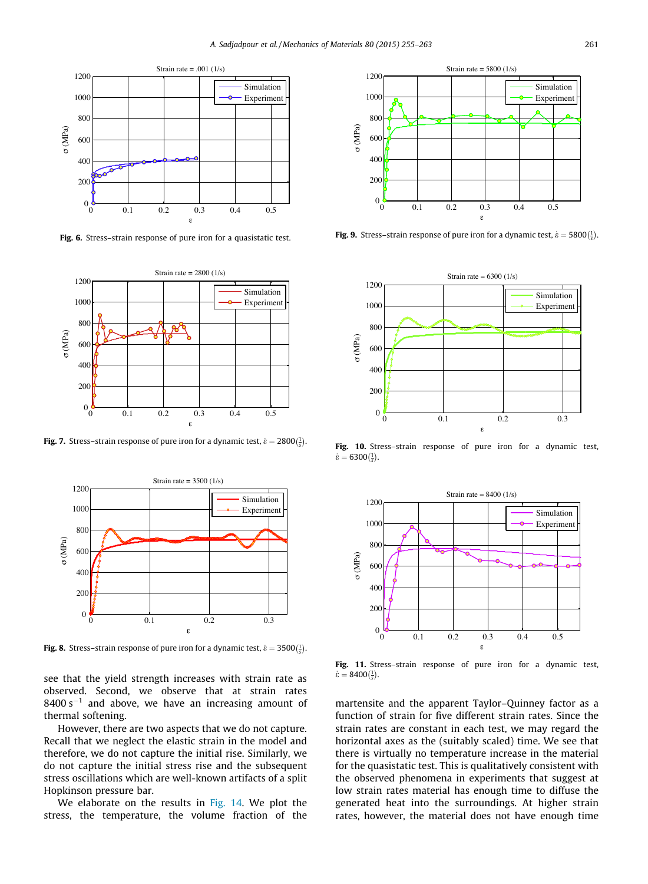Strain rate = .001 (1/s)

Simulation
Experiment

σ (MPa)
ε

**Fig. 6.** Stress–strain response of pure iron for a quasistatic test.

Strain rate = 2800 (1/s)

Simulation
Experiment

σ (MPa)
ε

**Fig. 7.** Stress–strain response of pure iron for a dynamic test, $\dot{\varepsilon} = 2800(\frac{1}{s})$.

Strain rate = 3500 (1/s)

Simulation
Experiment

σ (MPa)
ε

**Fig. 8.** Stress–strain response of pure iron for a dynamic test, $\dot{\varepsilon} = 3500(\frac{1}{s})$.

Strain rate = 5800 (1/s)

Simulation
Experiment

σ (MPa)
ε

**Fig. 9.** Stress–strain response of pure iron for a dynamic test, $\dot{\varepsilon} = 5800(\frac{1}{s})$.

Strain rate = 6300 (1/s)

Simulation
Experiment

σ (MPa)
ε

**Fig. 10.** Stress–strain response of pure iron for a dynamic test, $\dot{\varepsilon} = 6300(\frac{1}{s})$.

Strain rate = 8400 (1/s)

Simulation
Experiment

σ (MPa)
ε

**Fig. 11.** Stress–strain response of pure iron for a dynamic test, $\dot{\varepsilon} = 8400(\frac{1}{s})$.

see that the yield strength increases with strain rate as observed. Second, we observe that at strain rates $8400\ s^{-1}$ and above, we have an increasing amount of thermal softening.

However, there are two aspects that we do not capture. Recall that we neglect the elastic strain in the model and therefore, we do not capture the initial rise. Similarly, we do not capture the initial stress rise and the subsequent stress oscillations which are well-known artifacts of a split Hopkinson pressure bar.

We elaborate on the results in Fig. 14. We plot the stress, the temperature, the volume fraction of the martensite and the apparent Taylor–Quinney factor as a function of strain for five different strain rates. Since the strain rates are constant in each test, we may regard the horizontal axes as the (suitably scaled) time. We see that there is virtually no temperature increase in the material for the quasistatic test. This is qualitatively consistent with the observed phenomena in experiments that suggest at low strain rates material has enough time to diffuse the generated heat into the surroundings. At higher strain rates, however, the material does not have enough time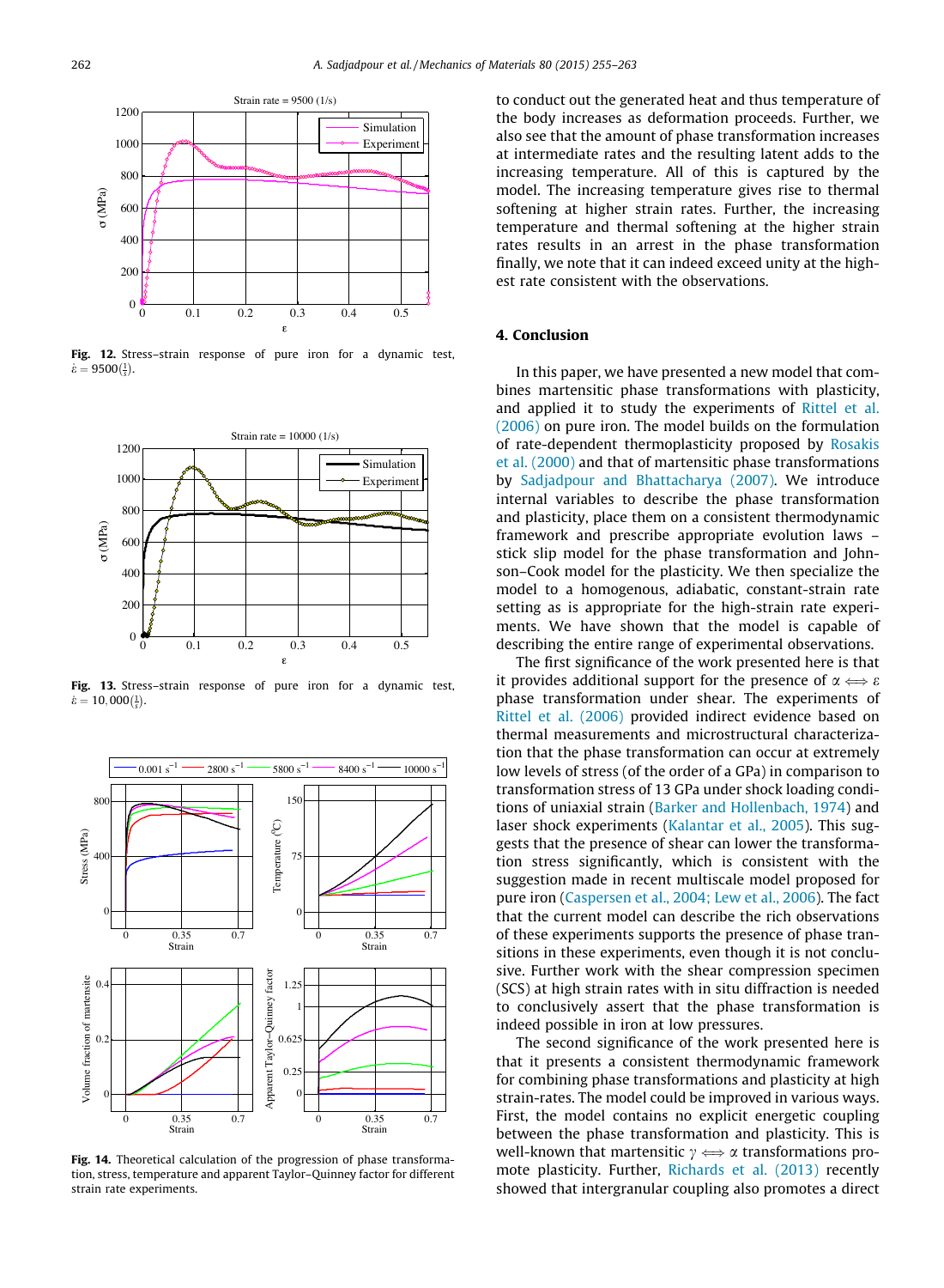Strain rate = 9500 (1/s)

Simulation
Experiment

σ (MPa)

ε

0 0.1 0.2 0.3 0.4 0.5

0 200 400 600 800 1000 1200

Fig. 12. Stress–strain response of pure iron for a dynamic test, $\dot{\varepsilon} = 9500(\frac{1}{s})$.

Strain rate = 10000 (1/s)

Simulation
Experiment

σ (MPa)

ε

0 0.1 0.2 0.3 0.4 0.5

0 200 400 600 800 1000 1200

Fig. 13. Stress–strain response of pure iron for a dynamic test, $\dot{\varepsilon} = 10,000(\frac{1}{s})$.

0.001 s$^{-1}$ 2800 s$^{-1}$ 5800 s$^{-1}$ 8400 s$^{-1}$ 10000 s$^{-1}$

Stress (MPa)
0 400 800
Strain
0 0.35 0.7

Temperature (°C)
0 75 150
Strain
0 0.35 0.7

Volume fraction of martensite
0 0.2 0.4
Strain
0 0.35 0.7

Apparent Taylor–Quinney factor
0 0.25 0.625 1 1.25
Strain
0 0.35 0.7

Fig. 14. Theoretical calculation of the progression of phase transformation, stress, temperature and apparent Taylor–Quinney factor for different strain rate experiments.

to conduct out the generated heat and thus temperature of the body increases as deformation proceeds. Further, we also see that the amount of phase transformation increases at intermediate rates and the resulting latent adds to the increasing temperature. All of this is captured by the model. The increasing temperature gives rise to thermal softening at higher strain rates. Further, the increasing temperature and thermal softening at the higher strain rates results in an arrest in the phase transformation finally, we note that it can indeed exceed unity at the highest rate consistent with the observations.

## 4. Conclusion

In this paper, we have presented a new model that combines martensitic phase transformations with plasticity, and applied it to study the experiments of Rittel et al. (2006) on pure iron. The model builds on the formulation of rate-dependent thermoplasticity proposed by Rosakis et al. (2000) and that of martensitic phase transformations by Sadjadpour and Bhattacharya (2007). We introduce internal variables to describe the phase transformation and plasticity, place them on a consistent thermodynamic framework and prescribe appropriate evolution laws – stick slip model for the phase transformation and Johnson–Cook model for the plasticity. We then specialize the model to a homogenous, adiabatic, constant-strain rate setting as is appropriate for the high-strain rate experiments. We have shown that the model is capable of describing the entire range of experimental observations.

The first significance of the work presented here is that it provides additional support for the presence of $\alpha \Longleftrightarrow \varepsilon$ phase transformation under shear. The experiments of Rittel et al. (2006) provided indirect evidence based on thermal measurements and microstructural characterization that the phase transformation can occur at extremely low levels of stress (of the order of a GPa) in comparison to transformation stress of 13 GPa under shock loading conditions of uniaxial strain (Barker and Hollenbach, 1974) and laser shock experiments (Kalantar et al., 2005). This suggests that the presence of shear can lower the transformation stress significantly, which is consistent with the suggestion made in recent multiscale model proposed for pure iron (Caspersen et al., 2004; Lew et al., 2006). The fact that the current model can describe the rich observations of these experiments supports the presence of phase transitions in these experiments, even though it is not conclusive. Further work with the shear compression specimen (SCS) at high strain rates with in situ diffraction is needed to conclusively assert that the phase transformation is indeed possible in iron at low pressures.

The second significance of the work presented here is that it presents a consistent thermodynamic framework for combining phase transformations and plasticity at high strain-rates. The model could be improved in various ways. First, the model contains no explicit energetic coupling between the phase transformation and plasticity. This is well-known that martensitic $\gamma \Longleftrightarrow \alpha$ transformations promote plasticity. Further, Richards et al. (2013) recently showed that intergranular coupling also promotes a direct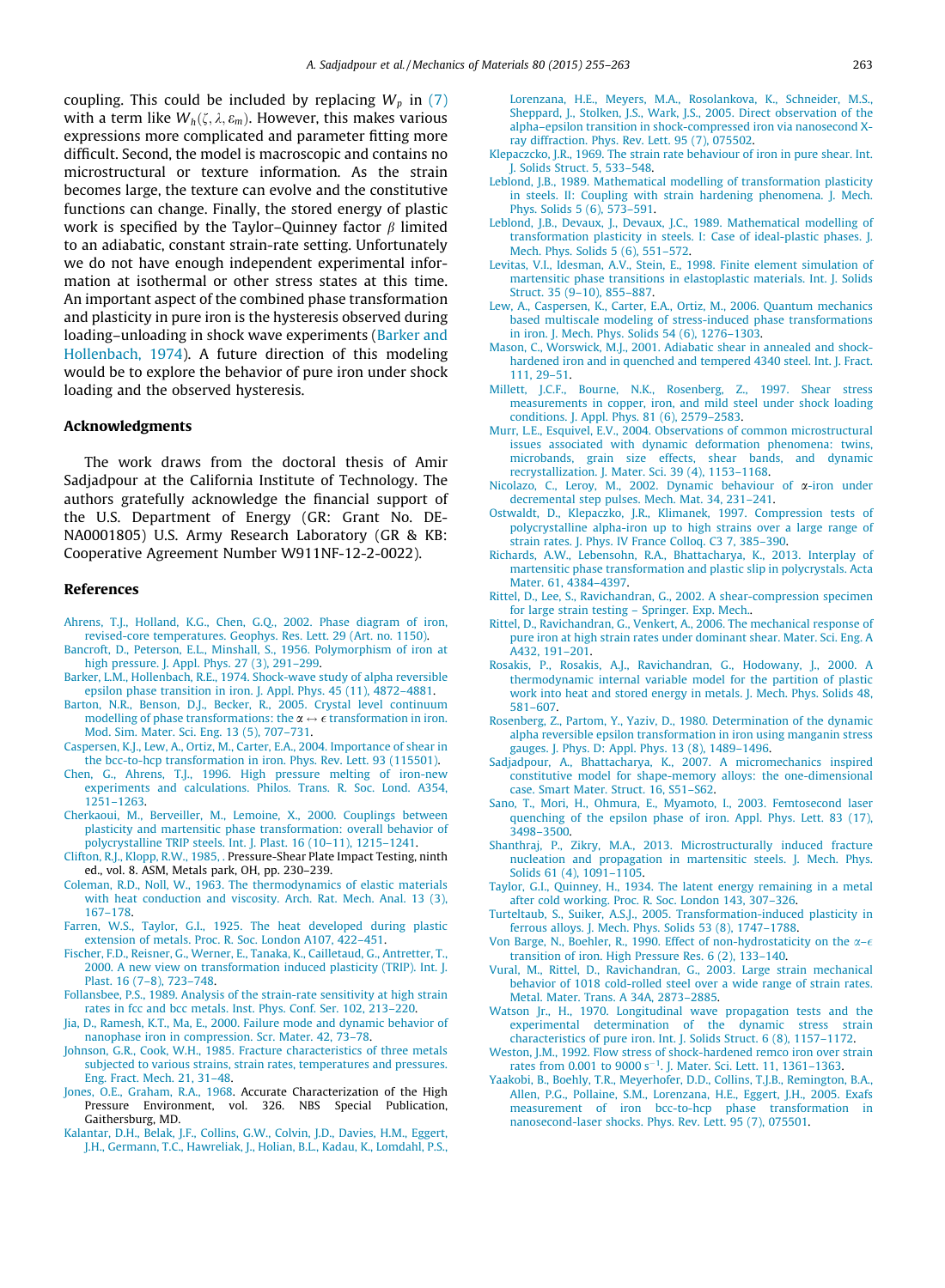coupling. This could be included by replacing $W_p$ in (7) with a term like $W_h(\zeta, \lambda, \varepsilon_m)$. However, this makes various expressions more complicated and parameter fitting more difficult. Second, the model is macroscopic and contains no microstructural or texture information. As the strain becomes large, the texture can evolve and the constitutive functions can change. Finally, the stored energy of plastic work is specified by the Taylor–Quinney factor $\beta$ limited to an adiabatic, constant strain-rate setting. Unfortunately we do not have enough independent experimental information at isothermal or other stress states at this time. An important aspect of the combined phase transformation and plasticity in pure iron is the hysteresis observed during loading–unloading in shock wave experiments (Barker and Hollenbach, 1974). A future direction of this modeling would be to explore the behavior of pure iron under shock loading and the observed hysteresis.

## Acknowledgments

The work draws from the doctoral thesis of Amir Sadjadpour at the California Institute of Technology. The authors gratefully acknowledge the financial support of the U.S. Department of Energy (GR: Grant No. DE-NA0001805) U.S. Army Research Laboratory (GR & KB: Cooperative Agreement Number W911NF-12-2-0022).

## References

Ahrens, T.J., Holland, K.G., Chen, G.Q., 2002. Phase diagram of iron, revised-core temperatures. Geophys. Res. Lett. 29 (Art. no. 1150).

Bancroft, D., Peterson, E.L., Minshall, S., 1956. Polymorphism of iron at high pressure. J. Appl. Phys. 27 (3), 291–299.

Barker, L.M., Hollenbach, R.E., 1974. Shock-wave study of alpha reversible epsilon phase transition in iron. J. Appl. Phys. 45 (11), 4872–4881.

Barton, N.R., Benson, D.J., Becker, R., 2005. Crystal level continuum modelling of phase transformations: the $\alpha \leftrightarrow \epsilon$ transformation in iron. Mod. Sim. Mater. Sci. Eng. 13 (5), 707–731.

Caspersen, K.J., Lew, A., Ortiz, M., Carter, E.A., 2004. Importance of shear in the bcc-to-hcp transformation in iron. Phys. Rev. Lett. 93 (115501).

Chen, G., Ahrens, T.J., 1996. High pressure melting of iron-new experiments and calculations. Philos. Trans. R. Soc. Lond. A354, 1251–1263.

Cherkaoui, M., Berveiller, M., Lemoine, X., 2000. Couplings between plasticity and martensitic phase transformation: overall behavior of polycrystalline TRIP steels. Int. J. Plast. 16 (10–11), 1215–1241.

Clifton, R.J., Klopp, R.W., 1985, . Pressure-Shear Plate Impact Testing, ninth ed., vol. 8. ASM, Metals park, OH, pp. 230–239.

Coleman, R.D., Noll, W., 1963. The thermodynamics of elastic materials with heat conduction and viscosity. Arch. Rat. Mech. Anal. 13 (3), 167–178.

Farren, W.S., Taylor, G.I., 1925. The heat developed during plastic extension of metals. Proc. R. Soc. London A107, 422–451.

Fischer, F.D., Reisner, G., Werner, E., Tanaka, K., Cailletaud, G., Antretter, T., 2000. A new view on transformation induced plasticity (TRIP). Int. J. Plast. 16 (7–8), 723–748.

Follansbee, P.S., 1989. Analysis of the strain-rate sensitivity at high strain rates in fcc and bcc metals. Inst. Phys. Conf. Ser. 102, 213–220.

Jia, D., Ramesh, K.T., Ma, E., 2000. Failure mode and dynamic behavior of nanophase iron in compression. Scr. Mater. 42, 73–78.

Johnson, G.R., Cook, W.H., 1985. Fracture characteristics of three metals subjected to various strains, strain rates, temperatures and pressures. Eng. Fract. Mech. 21, 31–48.

Jones, O.E., Graham, R.A., 1968. Accurate Characterization of the High Pressure Environment, vol. 326. NBS Special Publication, Gaithersburg, MD.

Kalantar, D.H., Belak, J.F., Collins, G.W., Colvin, J.D., Davies, H.M., Eggert, J.H., Germann, T.C., Hawreliak, J., Holian, B.L., Kadau, K., Lomdahl, P.S., Lorenzana, H.E., Meyers, M.A., Rosolankova, K., Schneider, M.S., Sheppard, J., Stolken, J.S., Wark, J.S., 2005. Direct observation of the alpha–epsilon transition in shock-compressed iron via nanosecond X-ray diffraction. Phys. Rev. Lett. 95 (7), 075502.

Klepaczko, J.R., 1969. The strain rate behaviour of iron in pure shear. Int. J. Solids Struct. 5, 533–548.

Leblond, J.B., 1989. Mathematical modelling of transformation plasticity in steels. II: Coupling with strain hardening phenomena. J. Mech. Phys. Solids 5 (6), 573–591.

Leblond, J.B., Devaux, J., Devaux, J.C., 1989. Mathematical modelling of transformation plasticity in steels. I: Case of ideal-plastic phases. J. Mech. Phys. Solids 5 (6), 551–572.

Levitas, V.I., Idesman, A.V., Stein, E., 1998. Finite element simulation of martensitic phase transitions in elastoplastic materials. Int. J. Solids Struct. 35 (9–10), 855–887.

Lew, A., Caspersen, K., Carter, E.A., Ortiz, M., 2006. Quantum mechanics based multiscale modeling of stress-induced phase transformations in iron. J. Mech. Phys. Solids 54 (6), 1276–1303.

Mason, C., Worswick, M.J., 2001. Adiabatic shear in annealed and shock-hardened iron and in quenched and tempered 4340 steel. Int. J. Fract. 111, 29–51.

Millett, J.C.F., Bourne, N.K., Rosenberg, Z., 1997. Shear stress measurements in copper, iron, and mild steel under shock loading conditions. J. Appl. Phys. 81 (6), 2579–2583.

Murr, L.E., Esquivel, E.V., 2004. Observations of common microstructural issues associated with dynamic deformation phenomena: twins, microbands, grain size effects, shear bands, and dynamic recrystallization. J. Mater. Sci. 39 (4), 1153–1168.

Nicolazo, C., Leroy, M., 2002. Dynamic behaviour of $\alpha$-iron under decremental step pulses. Mech. Mat. 34, 231–241.

Ostwaldt, D., Klepaczko, J.R., Klimanek, 1997. Compression tests of polycrystalline alpha-iron up to high strains over a large range of strain rates. J. Phys. IV France Colloq. C3 7, 385–390.

Richards, A.W., Lebensohn, R.A., Bhattacharya, K., 2013. Interplay of martensitic phase transformation and plastic slip in polycrystals. Acta Mater. 61, 4384–4397.

Rittel, D., Lee, S., Ravichandran, G., 2002. A shear-compression specimen for large strain testing – Springer. Exp. Mech..

Rittel, D., Ravichandran, G., Venkert, A., 2006. The mechanical response of pure iron at high strain rates under dominant shear. Mater. Sci. Eng. A A432, 191–201.

Rosakis, P., Rosakis, A.J., Ravichandran, G., Hodowany, J., 2000. A thermodynamic internal variable model for the partition of plastic work into heat and stored energy in metals. J. Mech. Phys. Solids 48, 581–607.

Rosenberg, Z., Partom, Y., Yaziv, D., 1980. Determination of the dynamic alpha reversible epsilon transformation in iron using manganin stress gauges. J. Phys. D: Appl. Phys. 13 (8), 1489–1496.

Sadjadpour, A., Bhattacharya, K., 2007. A micromechanics inspired constitutive model for shape-memory alloys: the one-dimensional case. Smart Mater. Struct. 16, S51–S62.

Sano, T., Mori, H., Ohmura, E., Myamoto, I., 2003. Femtosecond laser quenching of the epsilon phase of iron. Appl. Phys. Lett. 83 (17), 3498–3500.

Shanthraj, P., Zikry, M.A., 2013. Microstructurally induced fracture nucleation and propagation in martensitic steels. J. Mech. Phys. Solids 61 (4), 1091–1105.

Taylor, G.I., Quinney, H., 1934. The latent energy remaining in a metal after cold working. Proc. R. Soc. London 143, 307–326.

Turteltaub, S., Suiker, A.S.J., 2005. Transformation-induced plasticity in ferrous alloys. J. Mech. Phys. Solids 53 (8), 1747–1788.

Von Barge, N., Boehler, R., 1990. Effect of non-hydrostaticity on the $\alpha$–$\epsilon$ transition of iron. High Pressure Res. 6 (2), 133–140.

Vural, M., Rittel, D., Ravichandran, G., 2003. Large strain mechanical behavior of 1018 cold-rolled steel over a wide range of strain rates. Metal. Mater. Trans. A 34A, 2873–2885.

Watson Jr., H., 1970. Longitudinal wave propagation tests and the experimental determination of the dynamic stress strain characteristics of pure iron. Int. J. Solids Struct. 6 (8), 1157–1172.

Weston, J.M., 1992. Flow stress of shock-hardened remco iron over strain rates from 0.001 to 9000 $s^{-1}$. J. Mater. Sci. Lett. 11, 1361–1363.

Yaakobi, B., Boehly, T.R., Meyerhofer, D.D., Collins, T.J.B., Remington, B.A., Allen, P.G., Pollaine, S.M., Lorenzana, H.E., Eggert, J.H., 2005. Exafs measurement of iron bcc-to-hcp phase transformation in nanosecond-laser shocks. Phys. Rev. Lett. 95 (7), 075501.